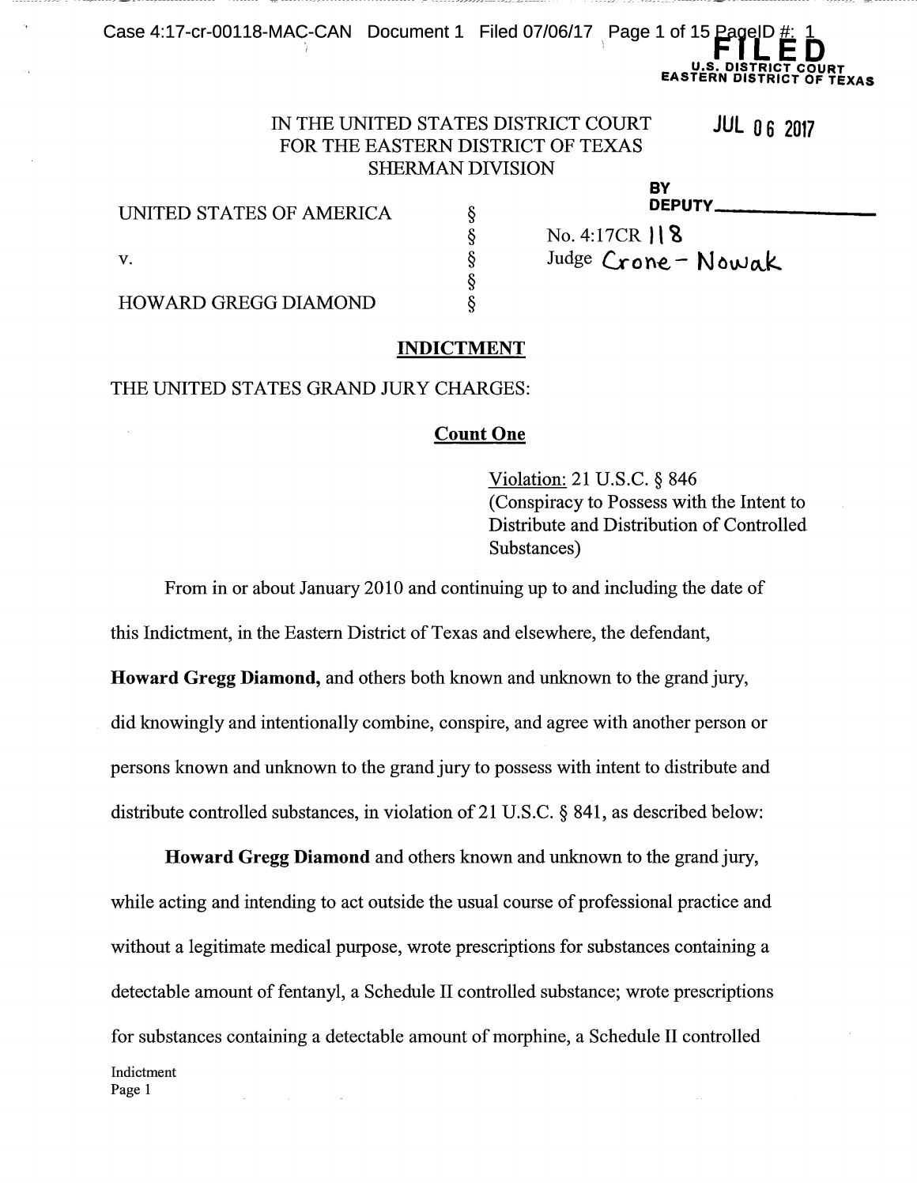FILED
U.S. DISTRICT COURT
EASTERN DISTRICT OF TEXAS

JUL 06 2017

IN THE UNITED STATES DISTRICT COURT
FOR THE EASTERN DISTRICT OF TEXAS
SHERMAN DIVISION

BY
DEPUTY\_\_\_\_\_\_\_\_\_\_

| | | |
|---|---|---|
| UNITED STATES OF AMERICA | § | |
| | § | No. 4:17CR 118 |
| v. | § | Judge Crone - Nowak |
| | § | |
| HOWARD GREGG DIAMOND | § | |

## INDICTMENT

THE UNITED STATES GRAND JURY CHARGES:

### Count One

Violation: 21 U.S.C. § 846
(Conspiracy to Possess with the Intent to Distribute and Distribution of Controlled Substances)

From in or about January 2010 and continuing up to and including the date of this Indictment, in the Eastern District of Texas and elsewhere, the defendant, **Howard Gregg Diamond,** and others both known and unknown to the grand jury, did knowingly and intentionally combine, conspire, and agree with another person or persons known and unknown to the grand jury to possess with intent to distribute and distribute controlled substances, in violation of 21 U.S.C. § 841, as described below:

**Howard Gregg Diamond** and others known and unknown to the grand jury, while acting and intending to act outside the usual course of professional practice and without a legitimate medical purpose, wrote prescriptions for substances containing a detectable amount of fentanyl, a Schedule II controlled substance; wrote prescriptions for substances containing a detectable amount of morphine, a Schedule II controlled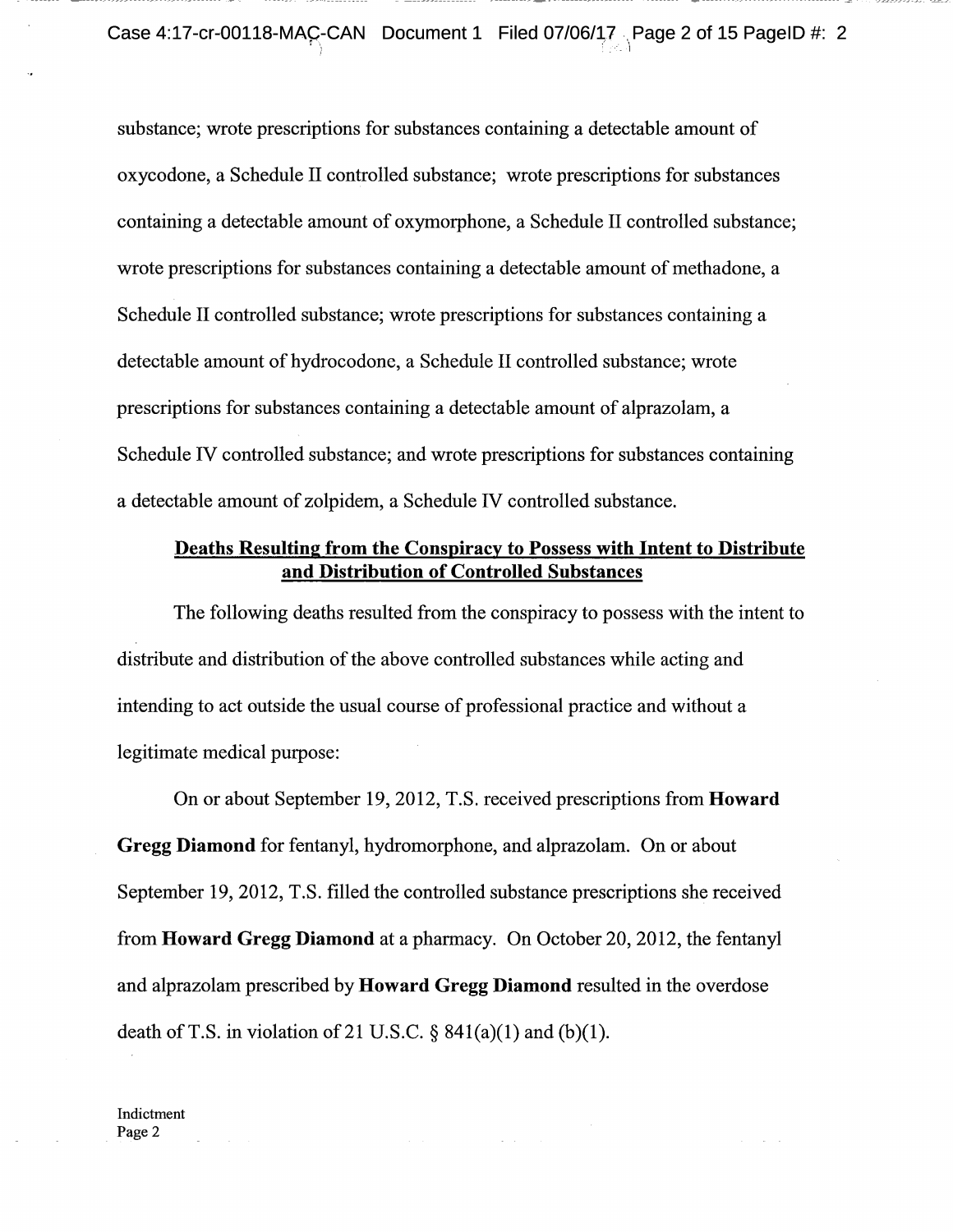substance; wrote prescriptions for substances containing a detectable amount of oxycodone, a Schedule II controlled substance; wrote prescriptions for substances containing a detectable amount of oxymorphone, a Schedule II controlled substance; wrote prescriptions for substances containing a detectable amount of methadone, a Schedule II controlled substance; wrote prescriptions for substances containing a detectable amount of hydrocodone, a Schedule II controlled substance; wrote prescriptions for substances containing a detectable amount of alprazolam, a Schedule IV controlled substance; and wrote prescriptions for substances containing a detectable amount of zolpidem, a Schedule IV controlled substance.

**Deaths Resulting from the Conspiracy to Possess with Intent to Distribute and Distribution of Controlled Substances**

The following deaths resulted from the conspiracy to possess with the intent to distribute and distribution of the above controlled substances while acting and intending to act outside the usual course of professional practice and without a legitimate medical purpose:

On or about September 19, 2012, T.S. received prescriptions from **Howard Gregg Diamond** for fentanyl, hydromorphone, and alprazolam. On or about September 19, 2012, T.S. filled the controlled substance prescriptions she received from **Howard Gregg Diamond** at a pharmacy. On October 20, 2012, the fentanyl and alprazolam prescribed by **Howard Gregg Diamond** resulted in the overdose death of T.S. in violation of 21 U.S.C. § 841(a)(1) and (b)(1).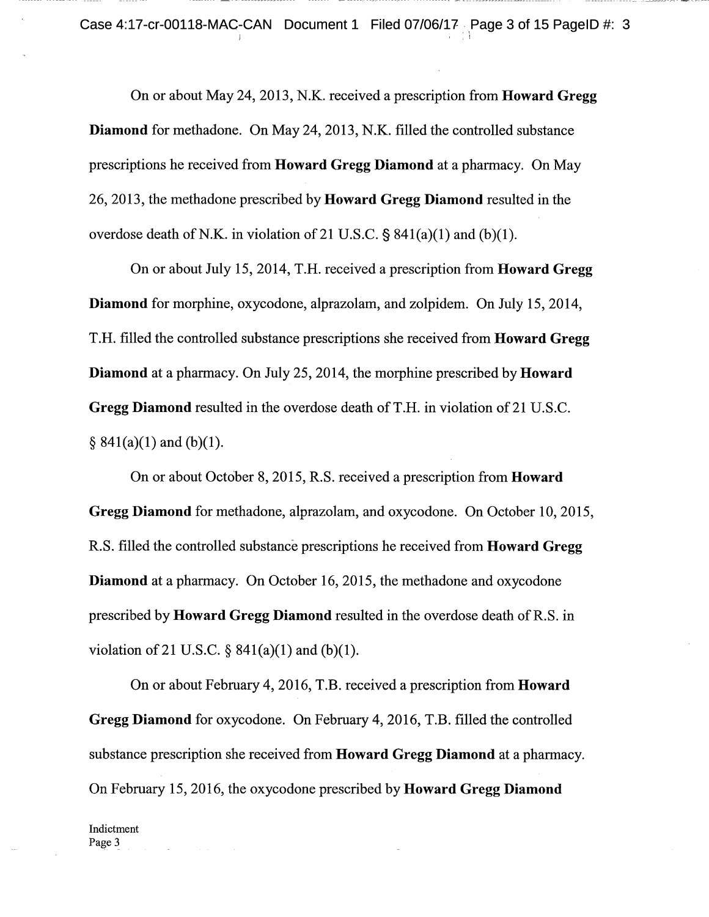On or about May 24, 2013, N.K. received a prescription from **Howard Gregg Diamond** for methadone. On May 24, 2013, N.K. filled the controlled substance prescriptions he received from **Howard Gregg Diamond** at a pharmacy. On May 26, 2013, the methadone prescribed by **Howard Gregg Diamond** resulted in the overdose death of N.K. in violation of 21 U.S.C. § 841(a)(1) and (b)(1).

On or about July 15, 2014, T.H. received a prescription from **Howard Gregg Diamond** for morphine, oxycodone, alprazolam, and zolpidem. On July 15, 2014, T.H. filled the controlled substance prescriptions she received from **Howard Gregg Diamond** at a pharmacy. On July 25, 2014, the morphine prescribed by **Howard Gregg Diamond** resulted in the overdose death of T.H. in violation of 21 U.S.C. § 841(a)(1) and (b)(1).

On or about October 8, 2015, R.S. received a prescription from **Howard Gregg Diamond** for methadone, alprazolam, and oxycodone. On October 10, 2015, R.S. filled the controlled substance prescriptions he received from **Howard Gregg Diamond** at a pharmacy. On October 16, 2015, the methadone and oxycodone prescribed by **Howard Gregg Diamond** resulted in the overdose death of R.S. in violation of 21 U.S.C. § 841(a)(1) and (b)(1).

On or about February 4, 2016, T.B. received a prescription from **Howard Gregg Diamond** for oxycodone. On February 4, 2016, T.B. filled the controlled substance prescription she received from **Howard Gregg Diamond** at a pharmacy. On February 15, 2016, the oxycodone prescribed by **Howard Gregg Diamond**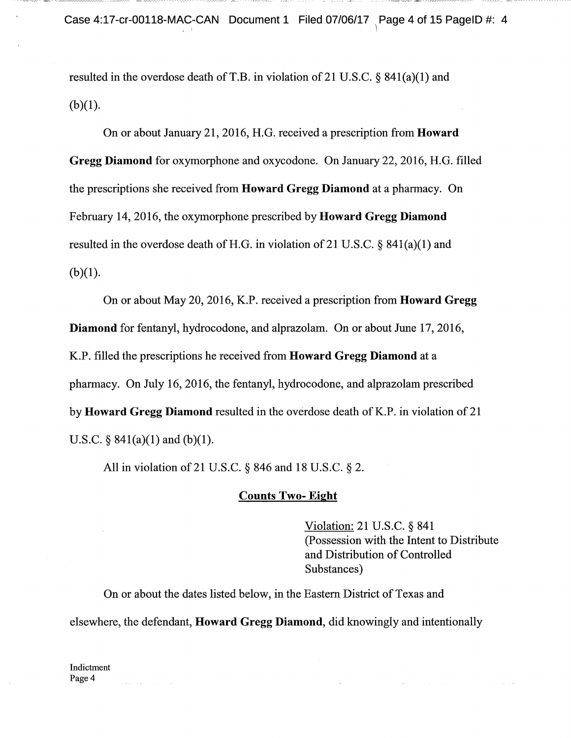resulted in the overdose death of T.B. in violation of 21 U.S.C. § 841(a)(1) and (b)(1).

On or about January 21, 2016, H.G. received a prescription from **Howard Gregg Diamond** for oxymorphone and oxycodone. On January 22, 2016, H.G. filled the prescriptions she received from **Howard Gregg Diamond** at a pharmacy. On February 14, 2016, the oxymorphone prescribed by **Howard Gregg Diamond** resulted in the overdose death of H.G. in violation of 21 U.S.C. § 841(a)(1) and (b)(1).

On or about May 20, 2016, K.P. received a prescription from **Howard Gregg Diamond** for fentanyl, hydrocodone, and alprazolam. On or about June 17, 2016, K.P. filled the prescriptions he received from **Howard Gregg Diamond** at a pharmacy. On July 16, 2016, the fentanyl, hydrocodone, and alprazolam prescribed by **Howard Gregg Diamond** resulted in the overdose death of K.P. in violation of 21 U.S.C. § 841(a)(1) and (b)(1).

All in violation of 21 U.S.C. § 846 and 18 U.S.C. § 2.

## Counts Two- Eight

Violation: 21 U.S.C. § 841
(Possession with the Intent to Distribute and Distribution of Controlled Substances)

On or about the dates listed below, in the Eastern District of Texas and elsewhere, the defendant, **Howard Gregg Diamond**, did knowingly and intentionally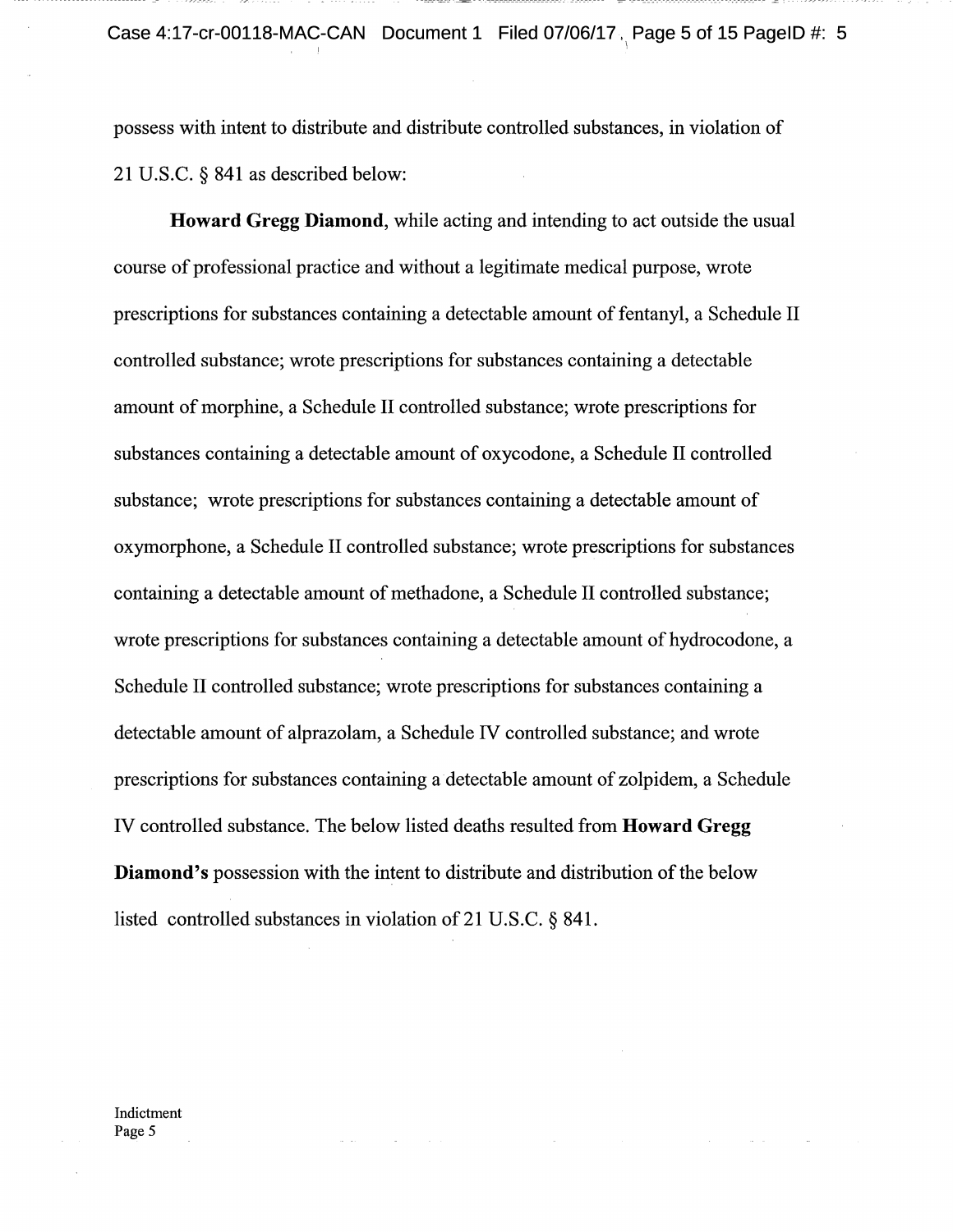possess with intent to distribute and distribute controlled substances, in violation of 21 U.S.C. § 841 as described below:

**Howard Gregg Diamond**, while acting and intending to act outside the usual course of professional practice and without a legitimate medical purpose, wrote prescriptions for substances containing a detectable amount of fentanyl, a Schedule II controlled substance; wrote prescriptions for substances containing a detectable amount of morphine, a Schedule II controlled substance; wrote prescriptions for substances containing a detectable amount of oxycodone, a Schedule II controlled substance; wrote prescriptions for substances containing a detectable amount of oxymorphone, a Schedule II controlled substance; wrote prescriptions for substances containing a detectable amount of methadone, a Schedule II controlled substance; wrote prescriptions for substances containing a detectable amount of hydrocodone, a Schedule II controlled substance; wrote prescriptions for substances containing a detectable amount of alprazolam, a Schedule IV controlled substance; and wrote prescriptions for substances containing a detectable amount of zolpidem, a Schedule IV controlled substance. The below listed deaths resulted from **Howard Gregg Diamond's** possession with the intent to distribute and distribution of the below listed controlled substances in violation of 21 U.S.C. § 841.

Indictment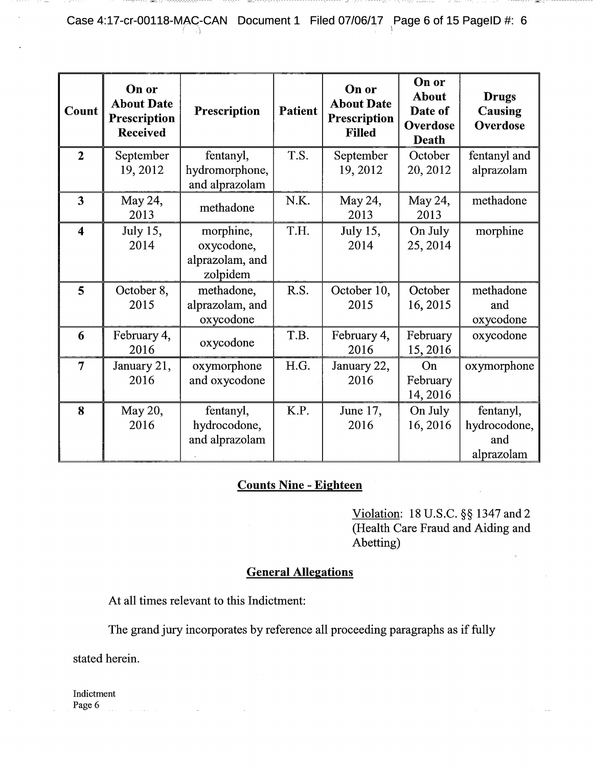| Count | On or About Date Prescription Received | Prescription | Patient | On or About Date Prescription Filled | On or About Date of Overdose Death | Drugs Causing Overdose |
|---|---|---|---|---|---|---|
| 2 | September 19, 2012 | fentanyl, hydromorphone, and alprazolam | T.S. | September 19, 2012 | October 20, 2012 | fentanyl and alprazolam |
| 3 | May 24, 2013 | methadone | N.K. | May 24, 2013 | May 24, 2013 | methadone |
| 4 | July 15, 2014 | morphine, oxycodone, alprazolam, and zolpidem | T.H. | July 15, 2014 | On July 25, 2014 | morphine |
| 5 | October 8, 2015 | methadone, alprazolam, and oxycodone | R.S. | October 10, 2015 | October 16, 2015 | methadone and oxycodone |
| 6 | February 4, 2016 | oxycodone | T.B. | February 4, 2016 | February 15, 2016 | oxycodone |
| 7 | January 21, 2016 | oxymorphone and oxycodone | H.G. | January 22, 2016 | On February 14, 2016 | oxymorphone |
| 8 | May 20, 2016 | fentanyl, hydrocodone, and alprazolam | K.P. | June 17, 2016 | On July 16, 2016 | fentanyl, hydrocodone, and alprazolam |

## Counts Nine - Eighteen

Violation: 18 U.S.C. §§ 1347 and 2 (Health Care Fraud and Aiding and Abetting)

## General Allegations

At all times relevant to this Indictment:

The grand jury incorporates by reference all proceeding paragraphs as if fully stated herein.

Indictment
Page 6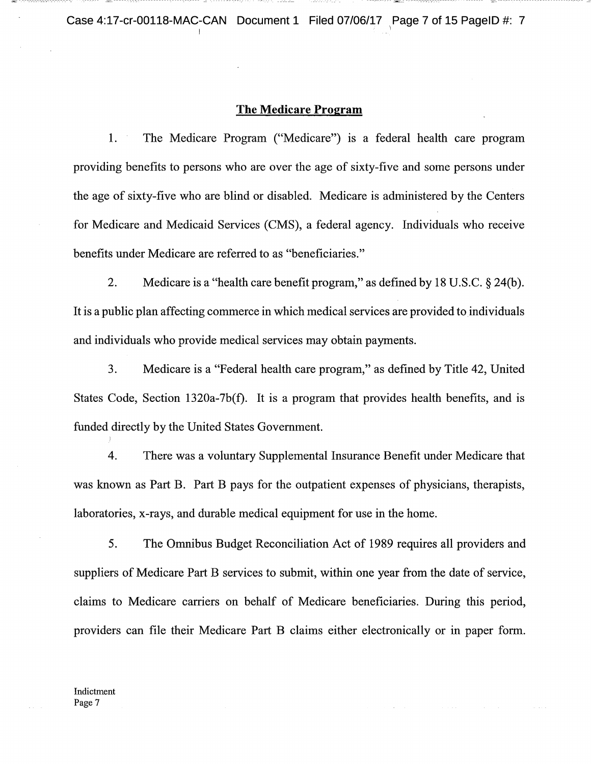## The Medicare Program

1. The Medicare Program ("Medicare") is a federal health care program providing benefits to persons who are over the age of sixty-five and some persons under the age of sixty-five who are blind or disabled. Medicare is administered by the Centers for Medicare and Medicaid Services (CMS), a federal agency. Individuals who receive benefits under Medicare are referred to as "beneficiaries."

2. Medicare is a "health care benefit program," as defined by 18 U.S.C. § 24(b). It is a public plan affecting commerce in which medical services are provided to individuals and individuals who provide medical services may obtain payments.

3. Medicare is a "Federal health care program," as defined by Title 42, United States Code, Section 1320a-7b(f). It is a program that provides health benefits, and is funded directly by the United States Government.

4. There was a voluntary Supplemental Insurance Benefit under Medicare that was known as Part B. Part B pays for the outpatient expenses of physicians, therapists, laboratories, x-rays, and durable medical equipment for use in the home.

5. The Omnibus Budget Reconciliation Act of 1989 requires all providers and suppliers of Medicare Part B services to submit, within one year from the date of service, claims to Medicare carriers on behalf of Medicare beneficiaries. During this period, providers can file their Medicare Part B claims either electronically or in paper form.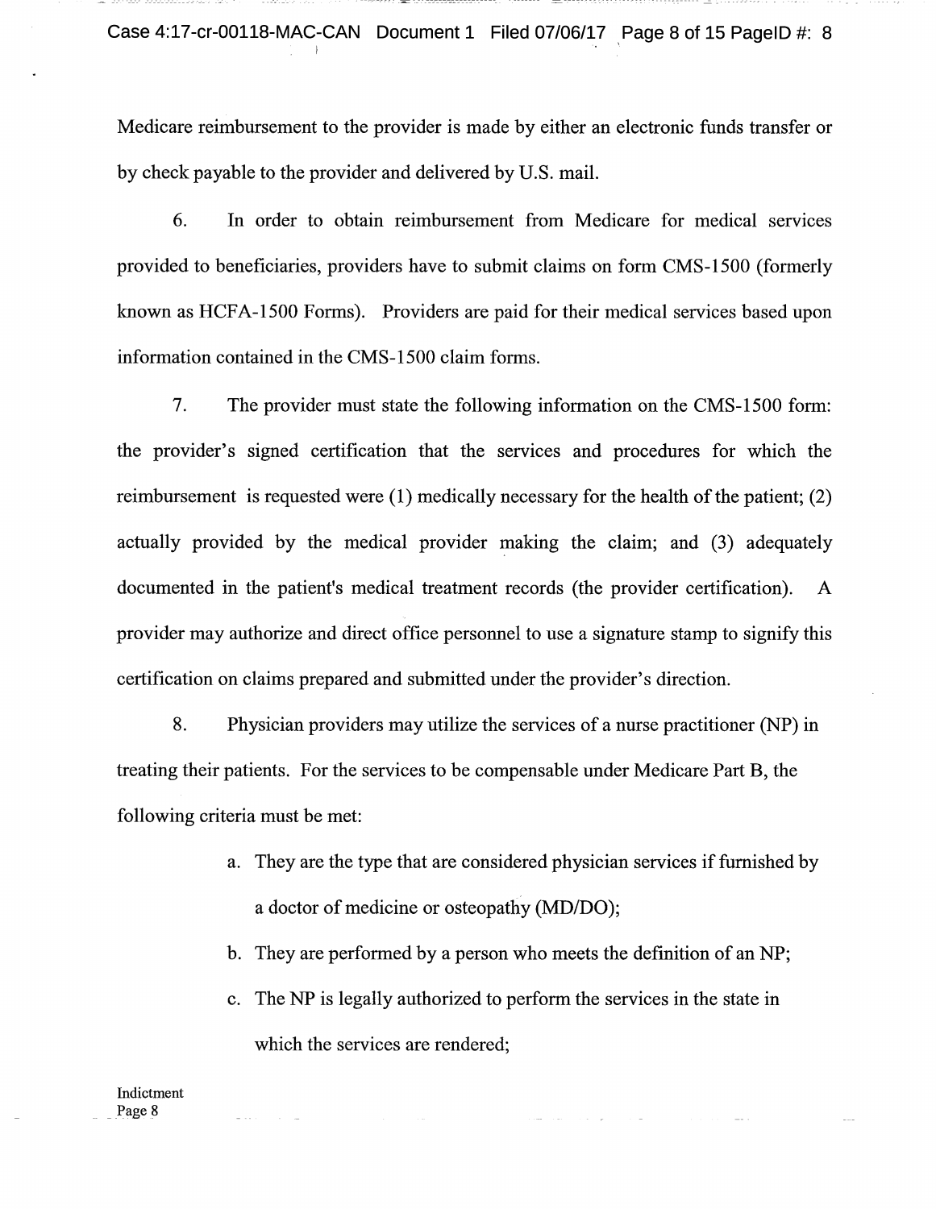Medicare reimbursement to the provider is made by either an electronic funds transfer or by check payable to the provider and delivered by U.S. mail.

6. In order to obtain reimbursement from Medicare for medical services provided to beneficiaries, providers have to submit claims on form CMS-1500 (formerly known as HCFA-1500 Forms). Providers are paid for their medical services based upon information contained in the CMS-1500 claim forms.

7. The provider must state the following information on the CMS-1500 form: the provider's signed certification that the services and procedures for which the reimbursement is requested were (1) medically necessary for the health of the patient; (2) actually provided by the medical provider making the claim; and (3) adequately documented in the patient's medical treatment records (the provider certification). A provider may authorize and direct office personnel to use a signature stamp to signify this certification on claims prepared and submitted under the provider's direction.

8. Physician providers may utilize the services of a nurse practitioner (NP) in treating their patients. For the services to be compensable under Medicare Part B, the following criteria must be met:

a. They are the type that are considered physician services if furnished by a doctor of medicine or osteopathy (MD/DO);

b. They are performed by a person who meets the definition of an NP;

c. The NP is legally authorized to perform the services in the state in which the services are rendered;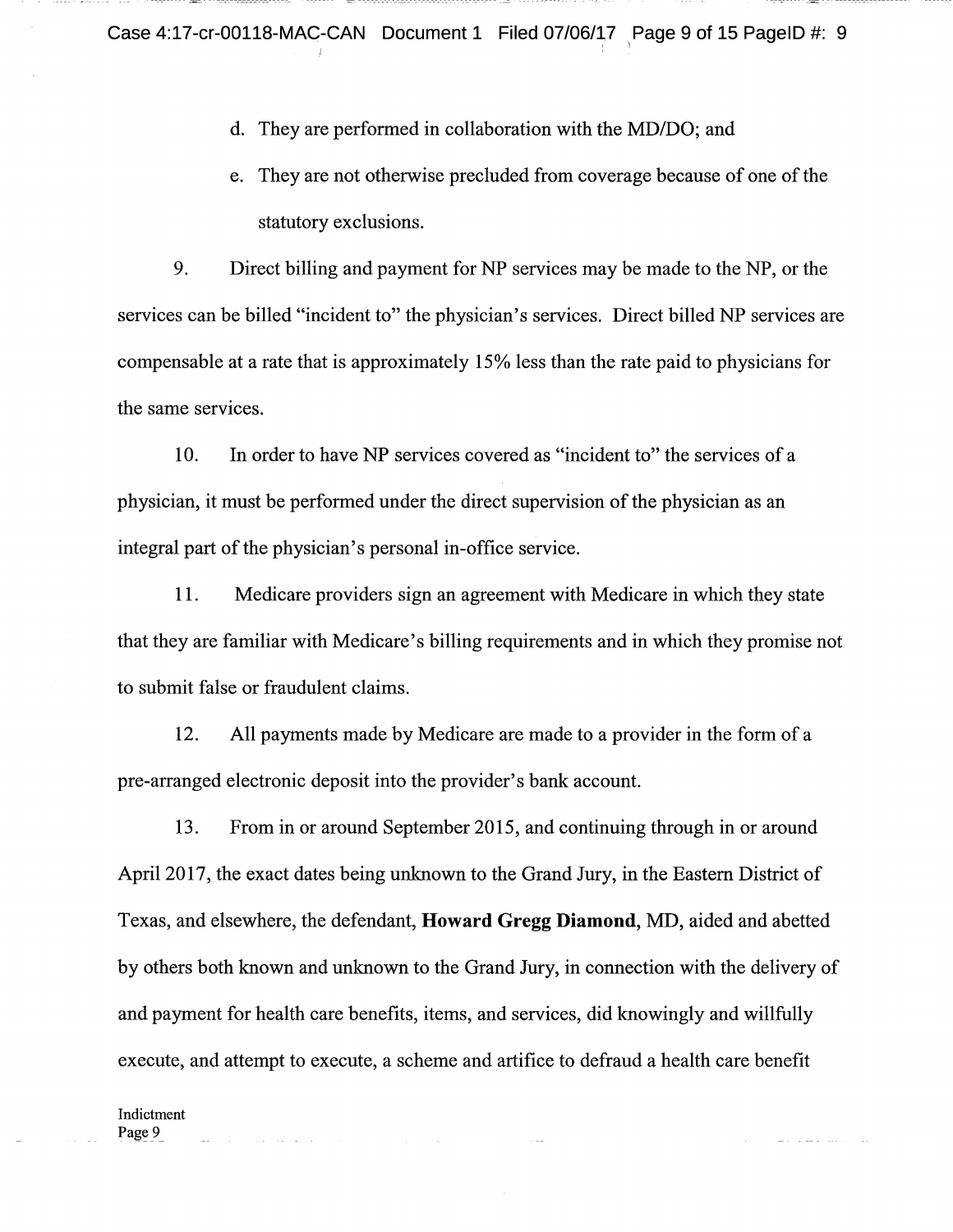d. They are performed in collaboration with the MD/DO; and

e. They are not otherwise precluded from coverage because of one of the statutory exclusions.

9. Direct billing and payment for NP services may be made to the NP, or the services can be billed "incident to" the physician's services. Direct billed NP services are compensable at a rate that is approximately 15% less than the rate paid to physicians for the same services.

10. In order to have NP services covered as "incident to" the services of a physician, it must be performed under the direct supervision of the physician as an integral part of the physician's personal in-office service.

11. Medicare providers sign an agreement with Medicare in which they state that they are familiar with Medicare's billing requirements and in which they promise not to submit false or fraudulent claims.

12. All payments made by Medicare are made to a provider in the form of a pre-arranged electronic deposit into the provider's bank account.

13. From in or around September 2015, and continuing through in or around April 2017, the exact dates being unknown to the Grand Jury, in the Eastern District of Texas, and elsewhere, the defendant, **Howard Gregg Diamond**, MD, aided and abetted by others both known and unknown to the Grand Jury, in connection with the delivery of and payment for health care benefits, items, and services, did knowingly and willfully execute, and attempt to execute, a scheme and artifice to defraud a health care benefit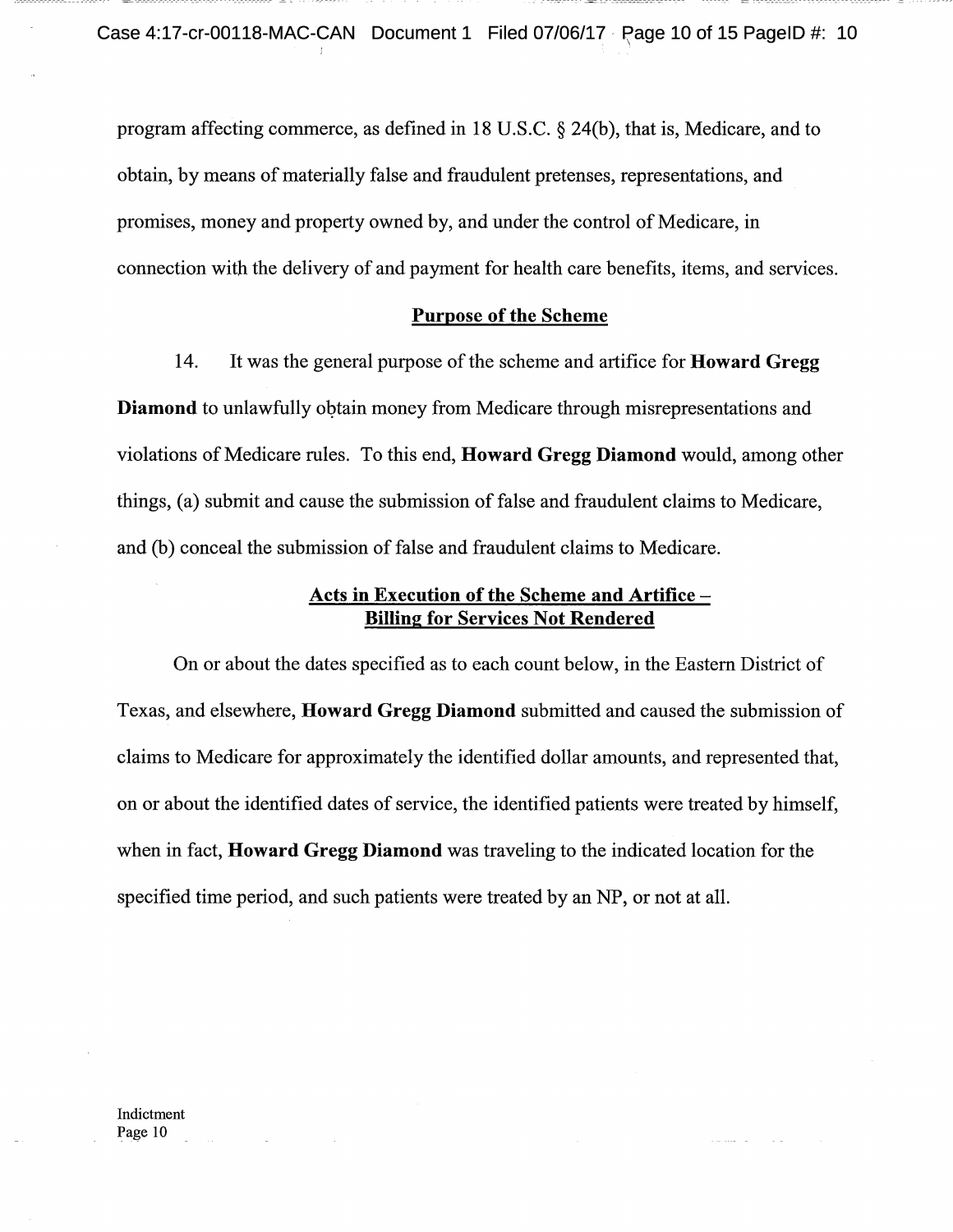program affecting commerce, as defined in 18 U.S.C. § 24(b), that is, Medicare, and to obtain, by means of materially false and fraudulent pretenses, representations, and promises, money and property owned by, and under the control of Medicare, in connection with the delivery of and payment for health care benefits, items, and services.

## Purpose of the Scheme

14. It was the general purpose of the scheme and artifice for **Howard Gregg Diamond** to unlawfully obtain money from Medicare through misrepresentations and violations of Medicare rules. To this end, **Howard Gregg Diamond** would, among other things, (a) submit and cause the submission of false and fraudulent claims to Medicare, and (b) conceal the submission of false and fraudulent claims to Medicare.

## Acts in Execution of the Scheme and Artifice – Billing for Services Not Rendered

On or about the dates specified as to each count below, in the Eastern District of Texas, and elsewhere, **Howard Gregg Diamond** submitted and caused the submission of claims to Medicare for approximately the identified dollar amounts, and represented that, on or about the identified dates of service, the identified patients were treated by himself, when in fact, **Howard Gregg Diamond** was traveling to the indicated location for the specified time period, and such patients were treated by an NP, or not at all.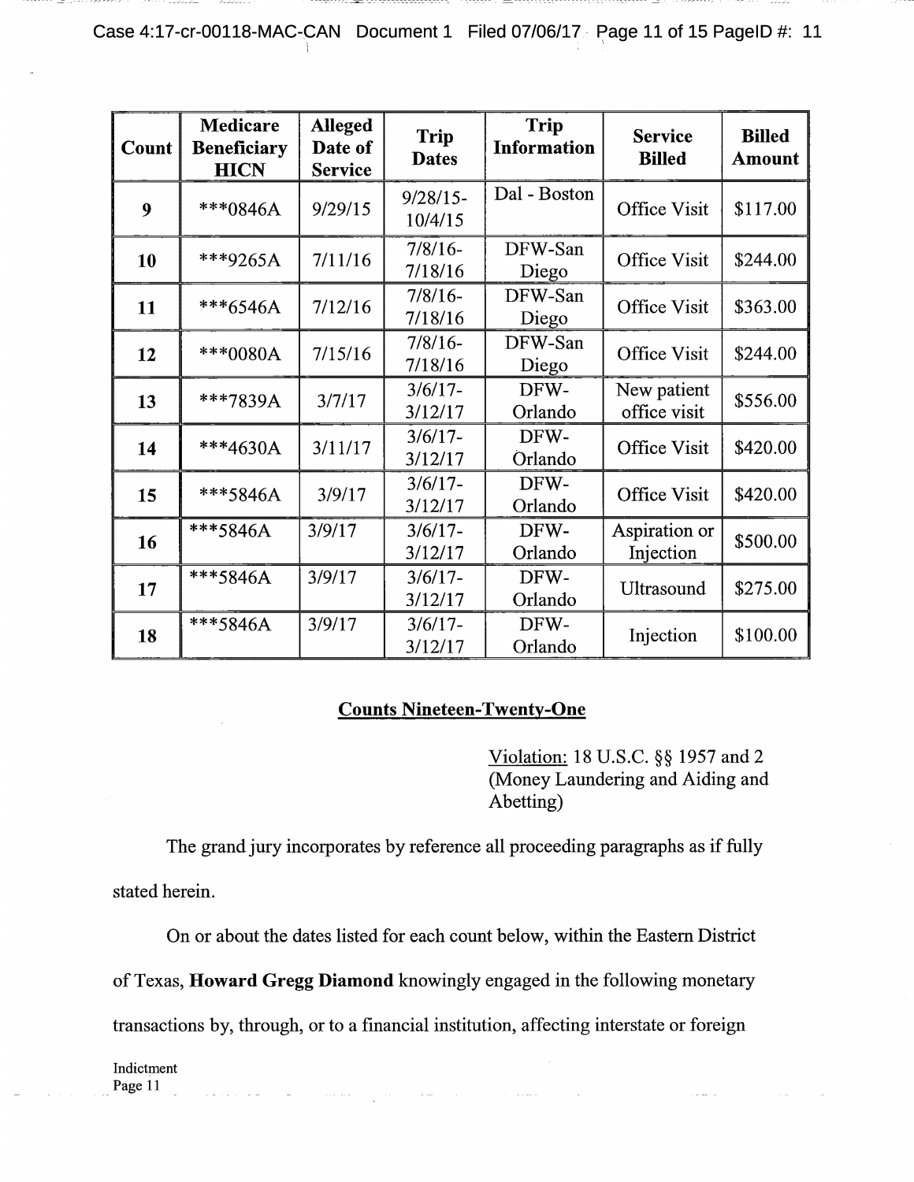| Count | Medicare Beneficiary HICN | Alleged Date of Service | Trip Dates | Trip Information | Service Billed | Billed Amount |
|---|---|---|---|---|---|---|
| 9 | ***0846A | 9/29/15 | 9/28/15-10/4/15 | Dal - Boston | Office Visit | $117.00 |
| 10 | ***9265A | 7/11/16 | 7/8/16-7/18/16 | DFW-San Diego | Office Visit | $244.00 |
| 11 | ***6546A | 7/12/16 | 7/8/16-7/18/16 | DFW-San Diego | Office Visit | $363.00 |
| 12 | ***0080A | 7/15/16 | 7/8/16-7/18/16 | DFW-San Diego | Office Visit | $244.00 |
| 13 | ***7839A | 3/7/17 | 3/6/17-3/12/17 | DFW-Orlando | New patient office visit | $556.00 |
| 14 | ***4630A | 3/11/17 | 3/6/17-3/12/17 | DFW-Orlando | Office Visit | $420.00 |
| 15 | ***5846A | 3/9/17 | 3/6/17-3/12/17 | DFW-Orlando | Office Visit | $420.00 |
| 16 | ***5846A | 3/9/17 | 3/6/17-3/12/17 | DFW-Orlando | Aspiration or Injection | $500.00 |
| 17 | ***5846A | 3/9/17 | 3/6/17-3/12/17 | DFW-Orlando | Ultrasound | $275.00 |
| 18 | ***5846A | 3/9/17 | 3/6/17-3/12/17 | DFW-Orlando | Injection | $100.00 |

## Counts Nineteen-Twenty-One

Violation: 18 U.S.C. §§ 1957 and 2 (Money Laundering and Aiding and Abetting)

The grand jury incorporates by reference all proceeding paragraphs as if fully stated herein.

On or about the dates listed for each count below, within the Eastern District of Texas, **Howard Gregg Diamond** knowingly engaged in the following monetary transactions by, through, or to a financial institution, affecting interstate or foreign

Indictment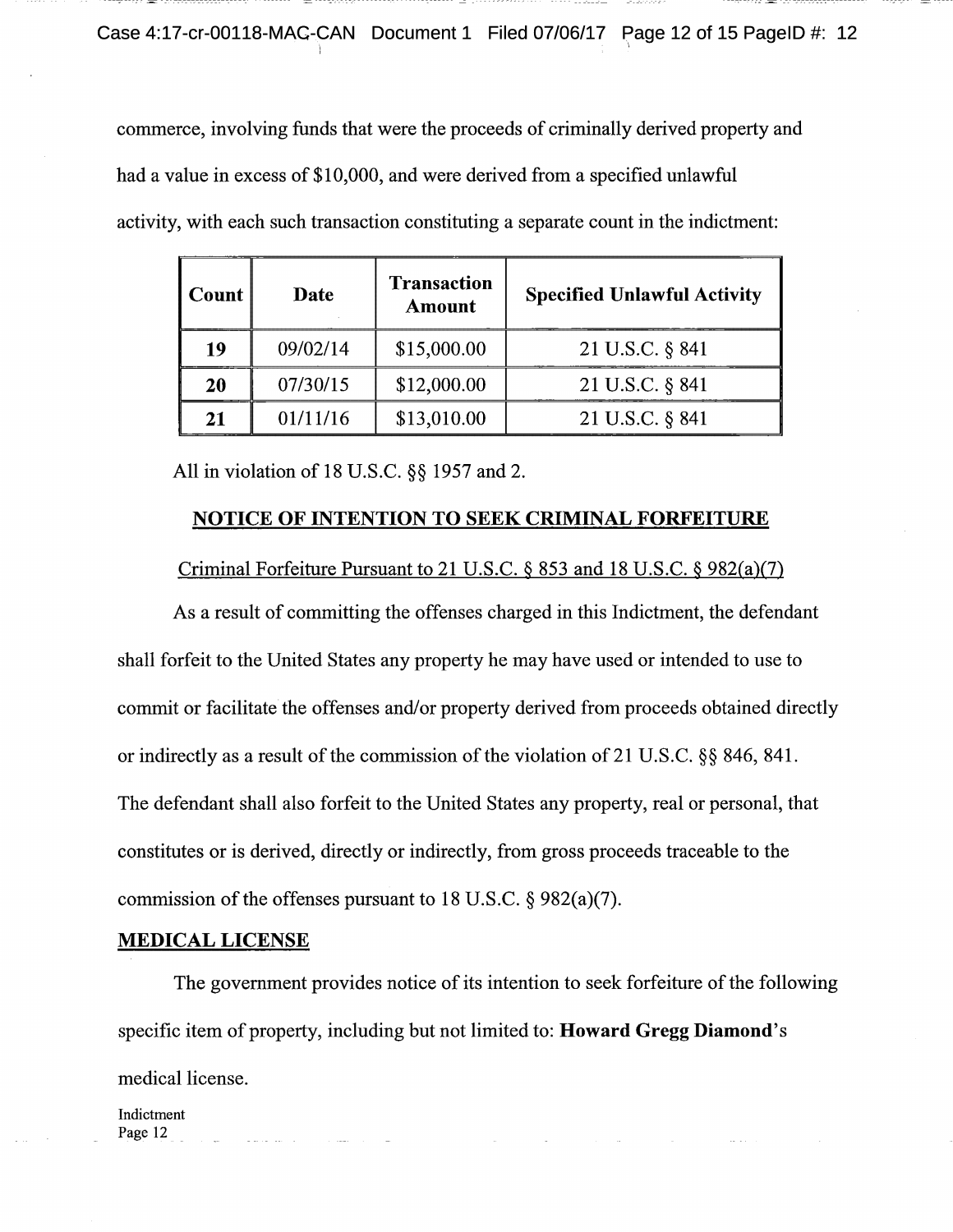commerce, involving funds that were the proceeds of criminally derived property and had a value in excess of $10,000, and were derived from a specified unlawful activity, with each such transaction constituting a separate count in the indictment:

| Count | Date | Transaction Amount | Specified Unlawful Activity |
|---|---|---|---|
| **19** | 09/02/14 | $15,000.00 | 21 U.S.C. § 841 |
| **20** | 07/30/15 | $12,000.00 | 21 U.S.C. § 841 |
| **21** | 01/11/16 | $13,010.00 | 21 U.S.C. § 841 |

All in violation of 18 U.S.C. §§ 1957 and 2.

## NOTICE OF INTENTION TO SEEK CRIMINAL FORFEITURE

Criminal Forfeiture Pursuant to 21 U.S.C. § 853 and 18 U.S.C. § 982(a)(7)

As a result of committing the offenses charged in this Indictment, the defendant shall forfeit to the United States any property he may have used or intended to use to commit or facilitate the offenses and/or property derived from proceeds obtained directly or indirectly as a result of the commission of the violation of 21 U.S.C. §§ 846, 841. The defendant shall also forfeit to the United States any property, real or personal, that constitutes or is derived, directly or indirectly, from gross proceeds traceable to the commission of the offenses pursuant to 18 U.S.C. § 982(a)(7).

## MEDICAL LICENSE

The government provides notice of its intention to seek forfeiture of the following specific item of property, including but not limited to: **Howard Gregg Diamond**'s medical license.

Indictment
Page 12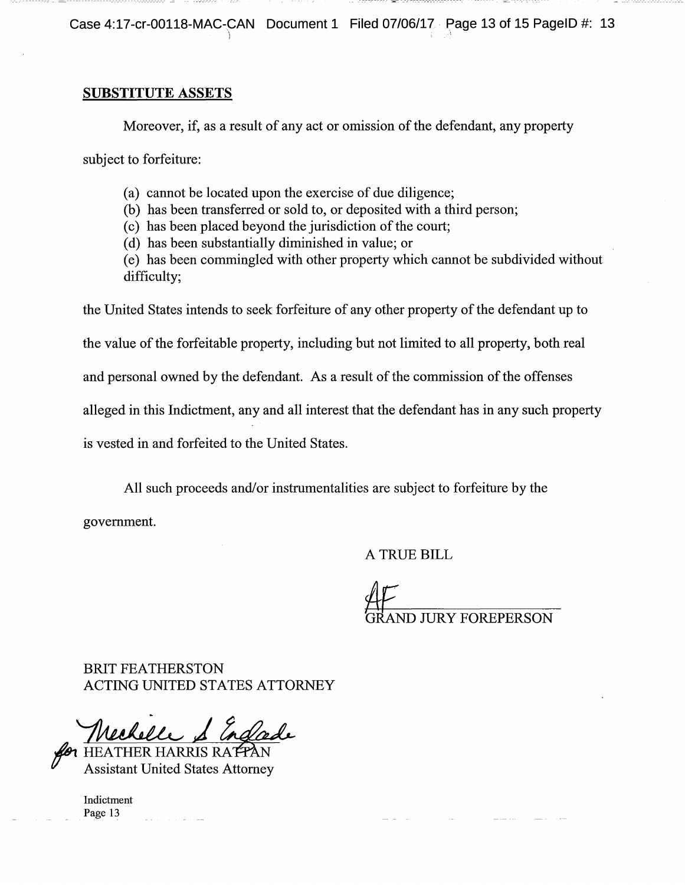## SUBSTITUTE ASSETS

Moreover, if, as a result of any act or omission of the defendant, any property subject to forfeiture:

(a) cannot be located upon the exercise of due diligence;
(b) has been transferred or sold to, or deposited with a third person;
(c) has been placed beyond the jurisdiction of the court;
(d) has been substantially diminished in value; or
(e) has been commingled with other property which cannot be subdivided without difficulty;

the United States intends to seek forfeiture of any other property of the defendant up to the value of the forfeitable property, including but not limited to all property, both real and personal owned by the defendant. As a result of the commission of the offenses alleged in this Indictment, any and all interest that the defendant has in any such property is vested in and forfeited to the United States.

All such proceeds and/or instrumentalities are subject to forfeiture by the government.

A TRUE BILL

AF
GRAND JURY FOREPERSON

BRIT FEATHERSTON
ACTING UNITED STATES ATTORNEY

Michelle S Englade
for HEATHER HARRIS RATTAN
Assistant United States Attorney

Indictment
Page 13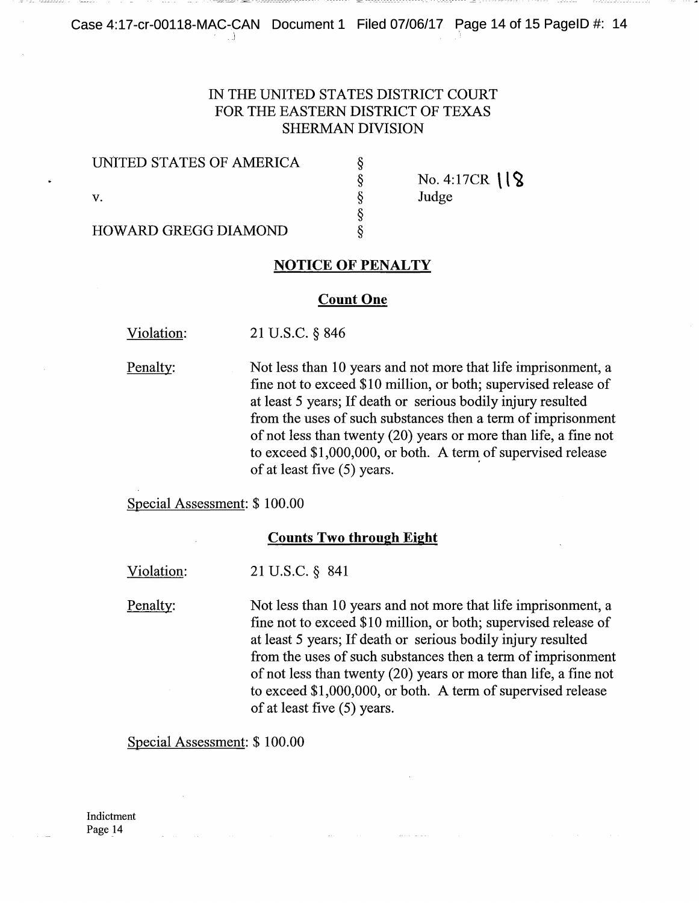IN THE UNITED STATES DISTRICT COURT
FOR THE EASTERN DISTRICT OF TEXAS
SHERMAN DIVISION

| | | |
|---|---|---|
| UNITED STATES OF AMERICA | § | No. 4:17CR 118 |
| | § | Judge |
| v. | § | |
| | § | |
| HOWARD GREGG DIAMOND | § | |

## NOTICE OF PENALTY

### Count One

Violation: 21 U.S.C. § 846

Penalty: Not less than 10 years and not more that life imprisonment, a fine not to exceed $10 million, or both; supervised release of at least 5 years; If death or serious bodily injury resulted from the uses of such substances then a term of imprisonment of not less than twenty (20) years or more than life, a fine not to exceed $1,000,000, or both. A term of supervised release of at least five (5) years.

Special Assessment: $ 100.00

### Counts Two through Eight

Violation: 21 U.S.C. § 841

Penalty: Not less than 10 years and not more that life imprisonment, a fine not to exceed $10 million, or both; supervised release of at least 5 years; If death or serious bodily injury resulted from the uses of such substances then a term of imprisonment of not less than twenty (20) years or more than life, a fine not to exceed $1,000,000, or both. A term of supervised release of at least five (5) years.

Special Assessment: $ 100.00

Indictment
Page 14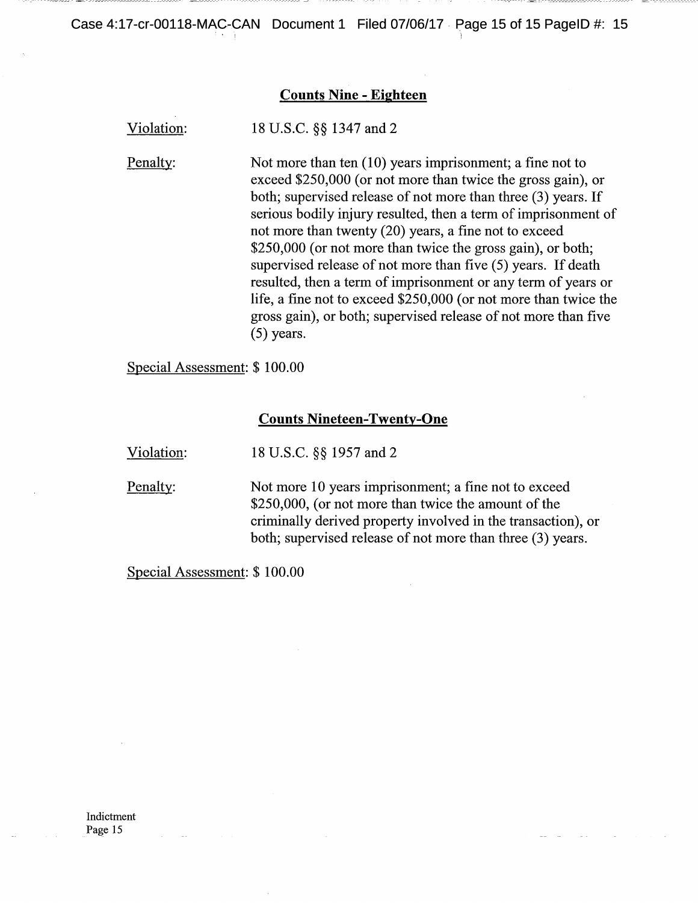## Counts Nine - Eighteen

Violation: 18 U.S.C. §§ 1347 and 2

Penalty: Not more than ten (10) years imprisonment; a fine not to exceed $250,000 (or not more than twice the gross gain), or both; supervised release of not more than three (3) years. If serious bodily injury resulted, then a term of imprisonment of not more than twenty (20) years, a fine not to exceed $250,000 (or not more than twice the gross gain), or both; supervised release of not more than five (5) years. If death resulted, then a term of imprisonment or any term of years or life, a fine not to exceed $250,000 (or not more than twice the gross gain), or both; supervised release of not more than five (5) years.

Special Assessment: $ 100.00

## Counts Nineteen-Twenty-One

Violation: 18 U.S.C. §§ 1957 and 2

Penalty: Not more 10 years imprisonment; a fine not to exceed $250,000, (or not more than twice the amount of the criminally derived property involved in the transaction), or both; supervised release of not more than three (3) years.

Special Assessment: $ 100.00